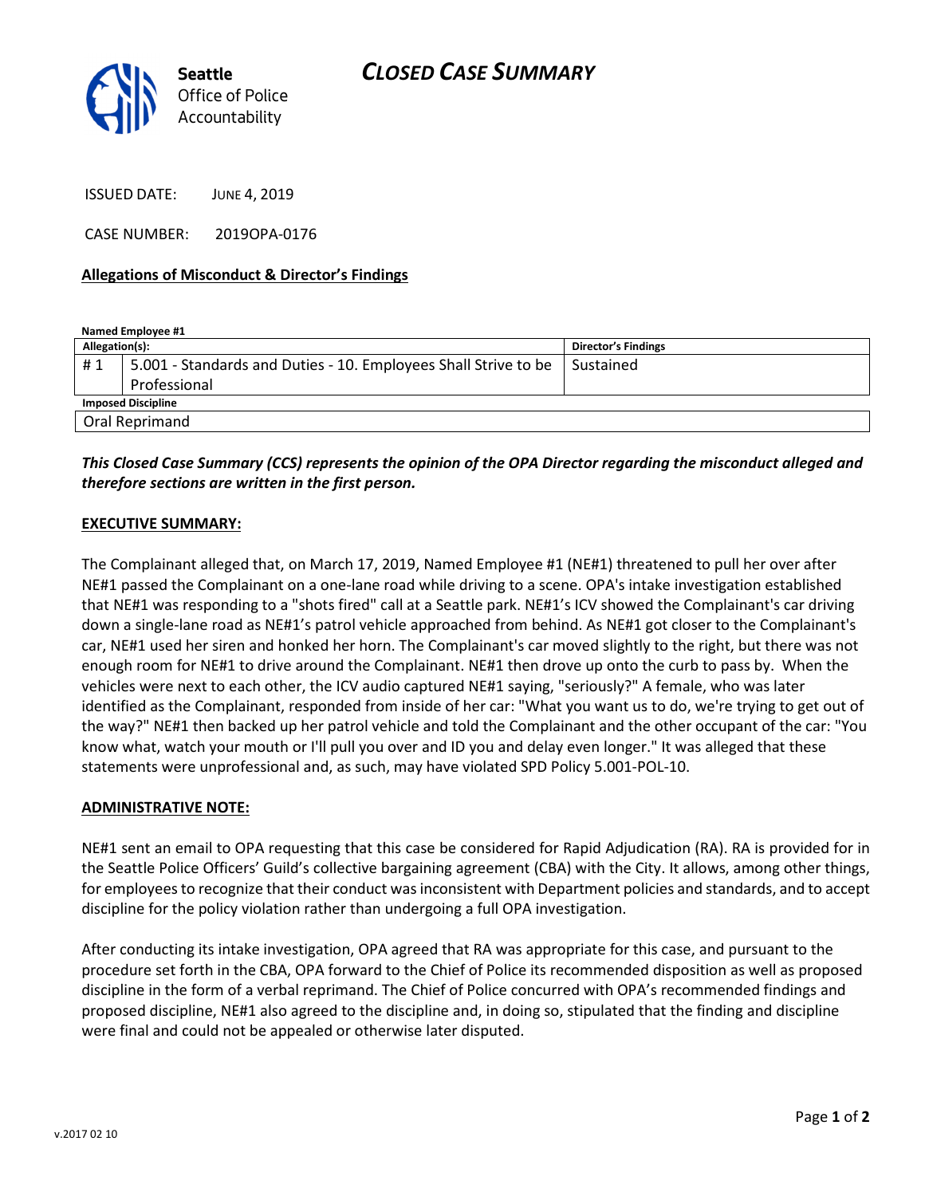Seattle Office of Police Accountability

# CLOSED CASE SUMMARY

ISSUED DATE: JUNE 4, 2019

CASE NUMBER: 2019OPA-0176

**Allegations of Misconduct & Director's Findings**

**Named Employee #1**

| Allegation(s): | | Director's Findings |
|---|---|---|
| # 1 | 5.001 - Standards and Duties - 10. Employees Shall Strive to be Professional | Sustained |
| **Imposed Discipline** | | |
| Oral Reprimand | | |

***This Closed Case Summary (CCS) represents the opinion of the OPA Director regarding the misconduct alleged and therefore sections are written in the first person.***

**EXECUTIVE SUMMARY:**

The Complainant alleged that, on March 17, 2019, Named Employee #1 (NE#1) threatened to pull her over after NE#1 passed the Complainant on a one-lane road while driving to a scene. OPA's intake investigation established that NE#1 was responding to a "shots fired" call at a Seattle park. NE#1's ICV showed the Complainant's car driving down a single-lane road as NE#1's patrol vehicle approached from behind. As NE#1 got closer to the Complainant's car, NE#1 used her siren and honked her horn. The Complainant's car moved slightly to the right, but there was not enough room for NE#1 to drive around the Complainant. NE#1 then drove up onto the curb to pass by. When the vehicles were next to each other, the ICV audio captured NE#1 saying, "seriously?" A female, who was later identified as the Complainant, responded from inside of her car: "What you want us to do, we're trying to get out of the way?" NE#1 then backed up her patrol vehicle and told the Complainant and the other occupant of the car: "You know what, watch your mouth or I'll pull you over and ID you and delay even longer." It was alleged that these statements were unprofessional and, as such, may have violated SPD Policy 5.001-POL-10.

**ADMINISTRATIVE NOTE:**

NE#1 sent an email to OPA requesting that this case be considered for Rapid Adjudication (RA). RA is provided for in the Seattle Police Officers' Guild's collective bargaining agreement (CBA) with the City. It allows, among other things, for employees to recognize that their conduct was inconsistent with Department policies and standards, and to accept discipline for the policy violation rather than undergoing a full OPA investigation.

After conducting its intake investigation, OPA agreed that RA was appropriate for this case, and pursuant to the procedure set forth in the CBA, OPA forward to the Chief of Police its recommended disposition as well as proposed discipline in the form of a verbal reprimand. The Chief of Police concurred with OPA's recommended findings and proposed discipline, NE#1 also agreed to the discipline and, in doing so, stipulated that the finding and discipline were final and could not be appealed or otherwise later disputed.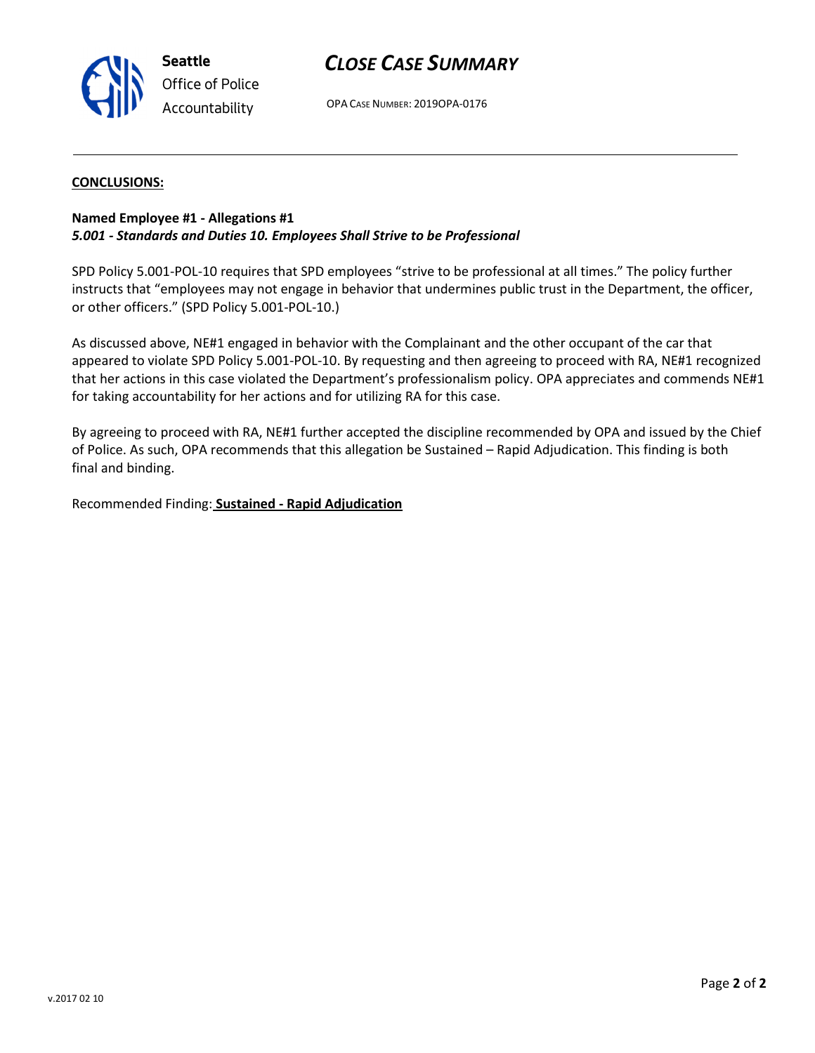**CONCLUSIONS:**

**Named Employee #1 - Allegations #1**
***5.001 - Standards and Duties 10. Employees Shall Strive to be Professional***

SPD Policy 5.001-POL-10 requires that SPD employees "strive to be professional at all times." The policy further instructs that "employees may not engage in behavior that undermines public trust in the Department, the officer, or other officers." (SPD Policy 5.001-POL-10.)

As discussed above, NE#1 engaged in behavior with the Complainant and the other occupant of the car that appeared to violate SPD Policy 5.001-POL-10. By requesting and then agreeing to proceed with RA, NE#1 recognized that her actions in this case violated the Department's professionalism policy. OPA appreciates and commends NE#1 for taking accountability for her actions and for utilizing RA for this case.

By agreeing to proceed with RA, NE#1 further accepted the discipline recommended by OPA and issued by the Chief of Police. As such, OPA recommends that this allegation be Sustained – Rapid Adjudication. This finding is both final and binding.

Recommended Finding: **Sustained - Rapid Adjudication**